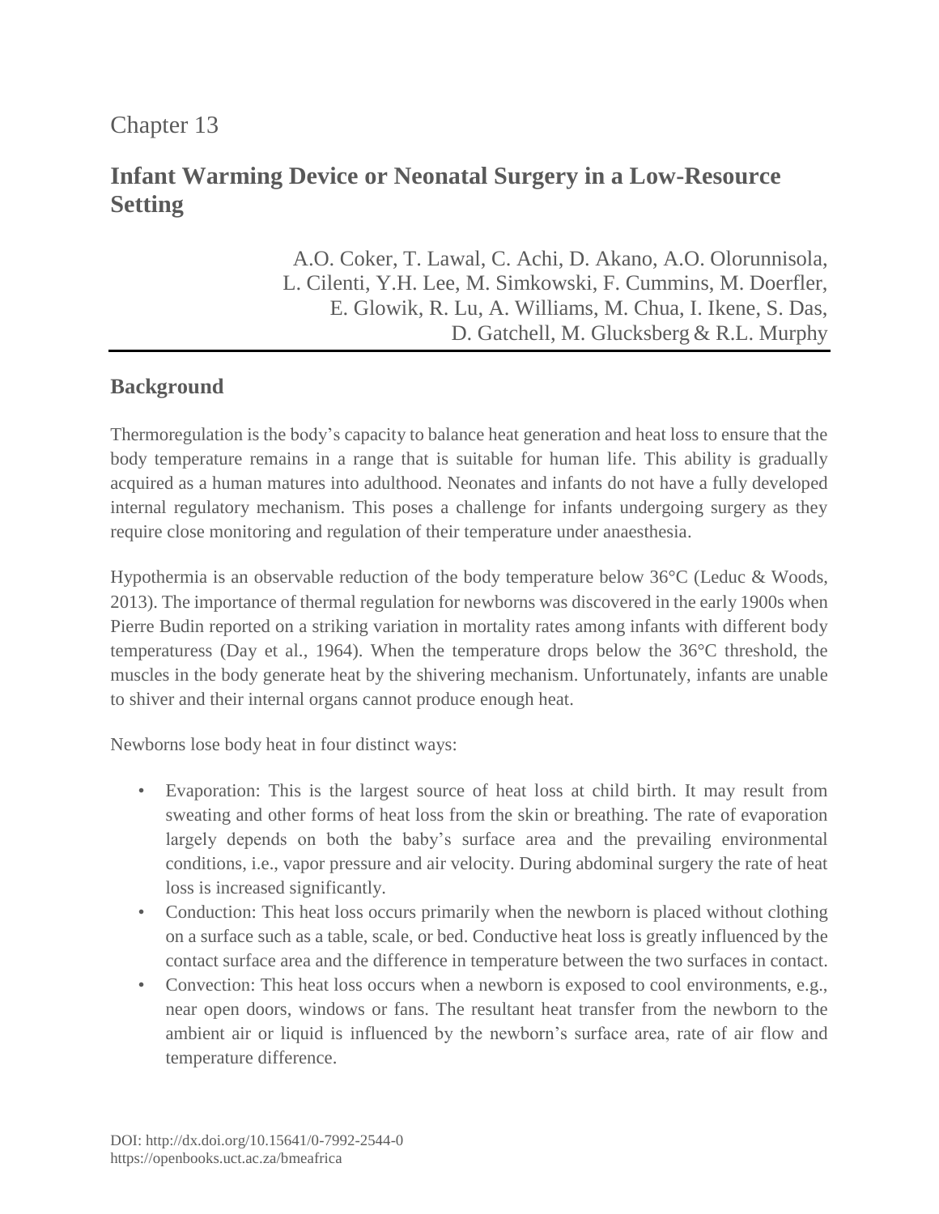Chapter 13

# Infant Warming Device or Neonatal Surgery in a Low-Resource Setting

A.O. Coker, T. Lawal, C. Achi, D. Akano, A.O. Olorunnisola, L. Cilenti, Y.H. Lee, M. Simkowski, F. Cummins, M. Doerfler, E. Glowik, R. Lu, A. Williams, M. Chua, I. Ikene, S. Das, D. Gatchell, M. Glucksberg & R.L. Murphy

## Background

Thermoregulation is the body's capacity to balance heat generation and heat loss to ensure that the body temperature remains in a range that is suitable for human life. This ability is gradually acquired as a human matures into adulthood. Neonates and infants do not have a fully developed internal regulatory mechanism. This poses a challenge for infants undergoing surgery as they require close monitoring and regulation of their temperature under anaesthesia.

Hypothermia is an observable reduction of the body temperature below 36°C (Leduc & Woods, 2013). The importance of thermal regulation for newborns was discovered in the early 1900s when Pierre Budin reported on a striking variation in mortality rates among infants with different body temperaturess (Day et al., 1964). When the temperature drops below the 36°C threshold, the muscles in the body generate heat by the shivering mechanism. Unfortunately, infants are unable to shiver and their internal organs cannot produce enough heat.

Newborns lose body heat in four distinct ways:

- Evaporation: This is the largest source of heat loss at child birth. It may result from sweating and other forms of heat loss from the skin or breathing. The rate of evaporation largely depends on both the baby's surface area and the prevailing environmental conditions, i.e., vapor pressure and air velocity. During abdominal surgery the rate of heat loss is increased significantly.
- Conduction: This heat loss occurs primarily when the newborn is placed without clothing on a surface such as a table, scale, or bed. Conductive heat loss is greatly influenced by the contact surface area and the difference in temperature between the two surfaces in contact.
- Convection: This heat loss occurs when a newborn is exposed to cool environments, e.g., near open doors, windows or fans. The resultant heat transfer from the newborn to the ambient air or liquid is influenced by the newborn's surface area, rate of air flow and temperature difference.

DOI: http://dx.doi.org/10.15641/0-7992-2544-0
https://openbooks.uct.ac.za/bmeafrica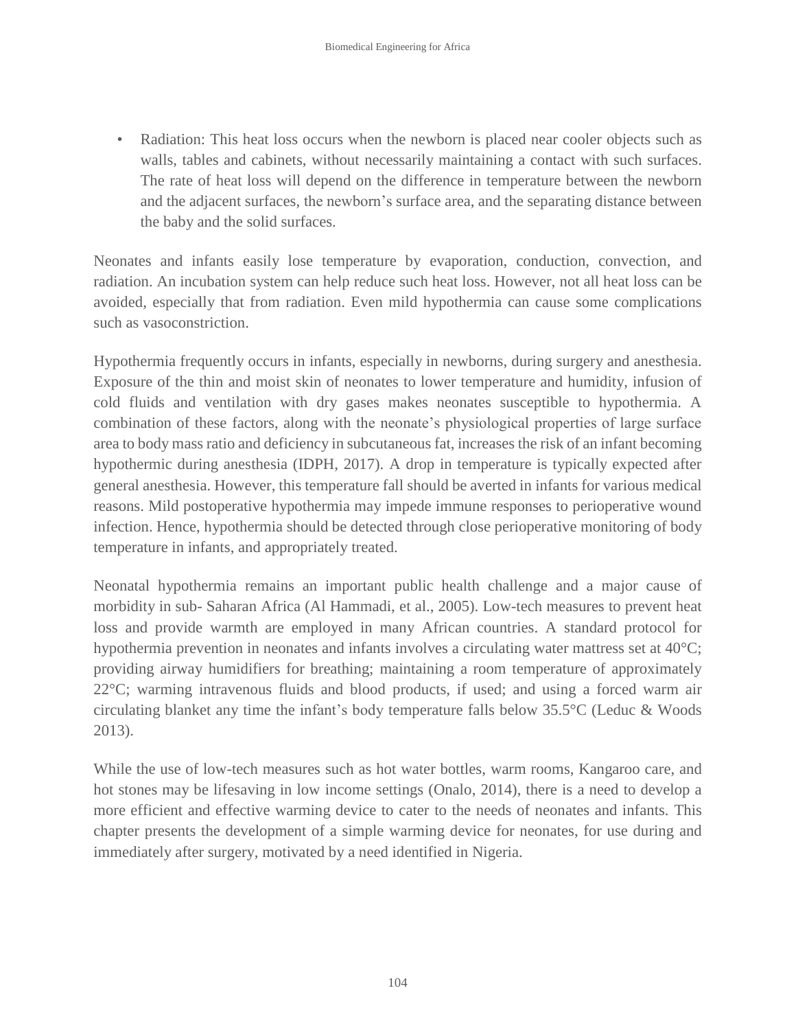- Radiation: This heat loss occurs when the newborn is placed near cooler objects such as walls, tables and cabinets, without necessarily maintaining a contact with such surfaces. The rate of heat loss will depend on the difference in temperature between the newborn and the adjacent surfaces, the newborn's surface area, and the separating distance between the baby and the solid surfaces.

Neonates and infants easily lose temperature by evaporation, conduction, convection, and radiation. An incubation system can help reduce such heat loss. However, not all heat loss can be avoided, especially that from radiation. Even mild hypothermia can cause some complications such as vasoconstriction.

Hypothermia frequently occurs in infants, especially in newborns, during surgery and anesthesia. Exposure of the thin and moist skin of neonates to lower temperature and humidity, infusion of cold fluids and ventilation with dry gases makes neonates susceptible to hypothermia. A combination of these factors, along with the neonate's physiological properties of large surface area to body mass ratio and deficiency in subcutaneous fat, increases the risk of an infant becoming hypothermic during anesthesia (IDPH, 2017). A drop in temperature is typically expected after general anesthesia. However, this temperature fall should be averted in infants for various medical reasons. Mild postoperative hypothermia may impede immune responses to perioperative wound infection. Hence, hypothermia should be detected through close perioperative monitoring of body temperature in infants, and appropriately treated.

Neonatal hypothermia remains an important public health challenge and a major cause of morbidity in sub- Saharan Africa (Al Hammadi, et al., 2005). Low-tech measures to prevent heat loss and provide warmth are employed in many African countries. A standard protocol for hypothermia prevention in neonates and infants involves a circulating water mattress set at 40°C; providing airway humidifiers for breathing; maintaining a room temperature of approximately 22°C; warming intravenous fluids and blood products, if used; and using a forced warm air circulating blanket any time the infant's body temperature falls below 35.5°C (Leduc & Woods 2013).

While the use of low-tech measures such as hot water bottles, warm rooms, Kangaroo care, and hot stones may be lifesaving in low income settings (Onalo, 2014), there is a need to develop a more efficient and effective warming device to cater to the needs of neonates and infants. This chapter presents the development of a simple warming device for neonates, for use during and immediately after surgery, motivated by a need identified in Nigeria.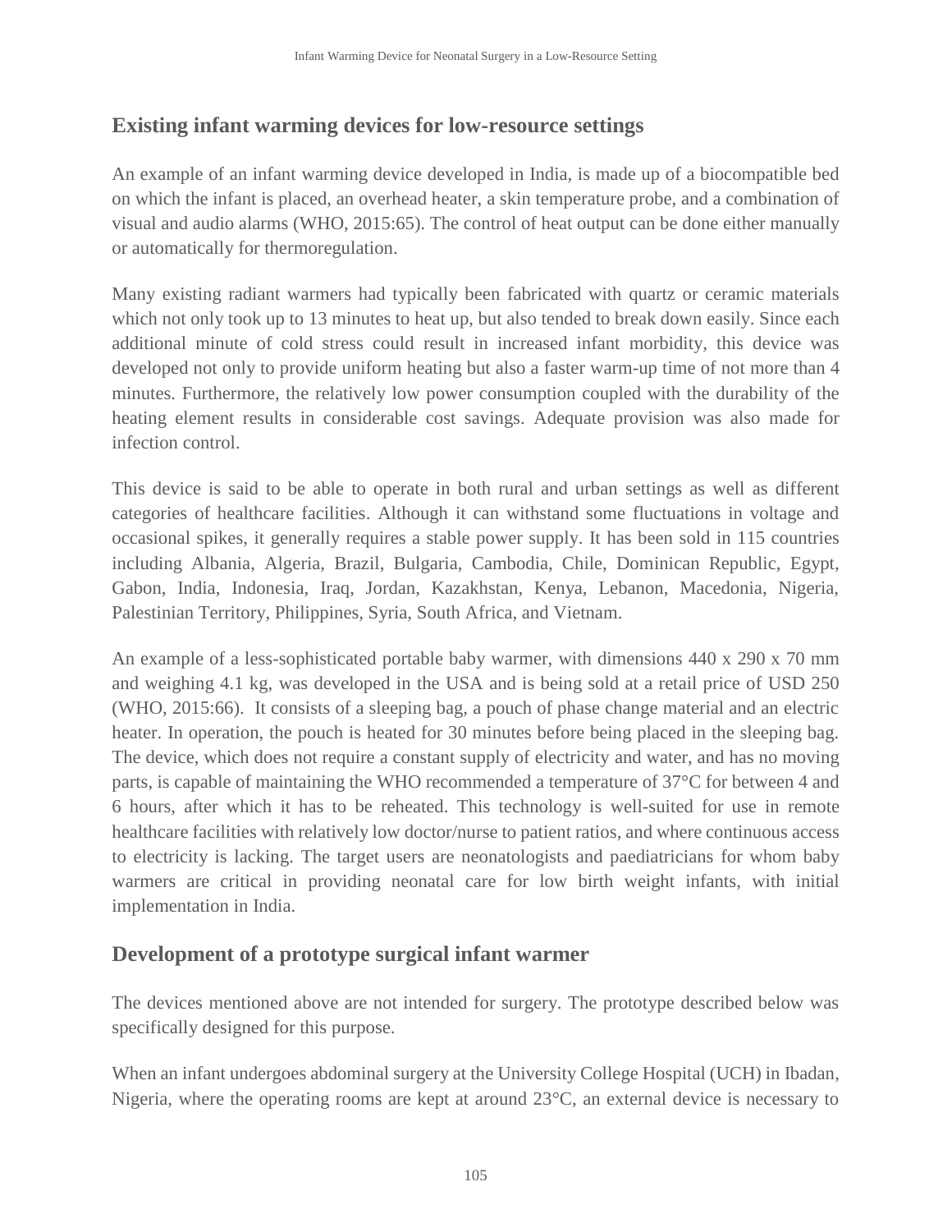## Existing infant warming devices for low-resource settings

An example of an infant warming device developed in India, is made up of a biocompatible bed on which the infant is placed, an overhead heater, a skin temperature probe, and a combination of visual and audio alarms (WHO, 2015:65). The control of heat output can be done either manually or automatically for thermoregulation.

Many existing radiant warmers had typically been fabricated with quartz or ceramic materials which not only took up to 13 minutes to heat up, but also tended to break down easily. Since each additional minute of cold stress could result in increased infant morbidity, this device was developed not only to provide uniform heating but also a faster warm-up time of not more than 4 minutes. Furthermore, the relatively low power consumption coupled with the durability of the heating element results in considerable cost savings. Adequate provision was also made for infection control.

This device is said to be able to operate in both rural and urban settings as well as different categories of healthcare facilities. Although it can withstand some fluctuations in voltage and occasional spikes, it generally requires a stable power supply. It has been sold in 115 countries including Albania, Algeria, Brazil, Bulgaria, Cambodia, Chile, Dominican Republic, Egypt, Gabon, India, Indonesia, Iraq, Jordan, Kazakhstan, Kenya, Lebanon, Macedonia, Nigeria, Palestinian Territory, Philippines, Syria, South Africa, and Vietnam.

An example of a less-sophisticated portable baby warmer, with dimensions 440 x 290 x 70 mm and weighing 4.1 kg, was developed in the USA and is being sold at a retail price of USD 250 (WHO, 2015:66). It consists of a sleeping bag, a pouch of phase change material and an electric heater. In operation, the pouch is heated for 30 minutes before being placed in the sleeping bag. The device, which does not require a constant supply of electricity and water, and has no moving parts, is capable of maintaining the WHO recommended a temperature of 37°C for between 4 and 6 hours, after which it has to be reheated. This technology is well-suited for use in remote healthcare facilities with relatively low doctor/nurse to patient ratios, and where continuous access to electricity is lacking. The target users are neonatologists and paediatricians for whom baby warmers are critical in providing neonatal care for low birth weight infants, with initial implementation in India.

## Development of a prototype surgical infant warmer

The devices mentioned above are not intended for surgery. The prototype described below was specifically designed for this purpose.

When an infant undergoes abdominal surgery at the University College Hospital (UCH) in Ibadan, Nigeria, where the operating rooms are kept at around 23°C, an external device is necessary to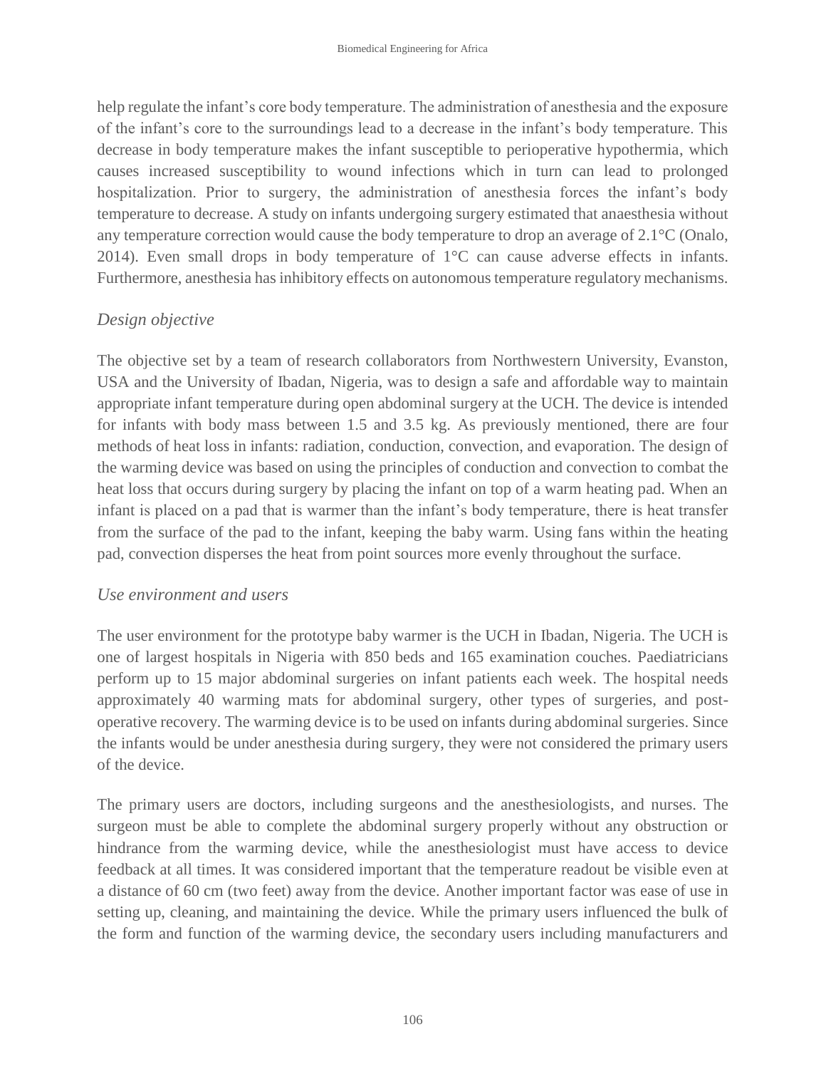help regulate the infant's core body temperature. The administration of anesthesia and the exposure of the infant's core to the surroundings lead to a decrease in the infant's body temperature. This decrease in body temperature makes the infant susceptible to perioperative hypothermia, which causes increased susceptibility to wound infections which in turn can lead to prolonged hospitalization. Prior to surgery, the administration of anesthesia forces the infant's body temperature to decrease. A study on infants undergoing surgery estimated that anaesthesia without any temperature correction would cause the body temperature to drop an average of 2.1°C (Onalo, 2014). Even small drops in body temperature of 1°C can cause adverse effects in infants. Furthermore, anesthesia has inhibitory effects on autonomous temperature regulatory mechanisms.

### *Design objective*

The objective set by a team of research collaborators from Northwestern University, Evanston, USA and the University of Ibadan, Nigeria, was to design a safe and affordable way to maintain appropriate infant temperature during open abdominal surgery at the UCH. The device is intended for infants with body mass between 1.5 and 3.5 kg. As previously mentioned, there are four methods of heat loss in infants: radiation, conduction, convection, and evaporation. The design of the warming device was based on using the principles of conduction and convection to combat the heat loss that occurs during surgery by placing the infant on top of a warm heating pad. When an infant is placed on a pad that is warmer than the infant's body temperature, there is heat transfer from the surface of the pad to the infant, keeping the baby warm. Using fans within the heating pad, convection disperses the heat from point sources more evenly throughout the surface.

### *Use environment and users*

The user environment for the prototype baby warmer is the UCH in Ibadan, Nigeria. The UCH is one of largest hospitals in Nigeria with 850 beds and 165 examination couches. Paediatricians perform up to 15 major abdominal surgeries on infant patients each week. The hospital needs approximately 40 warming mats for abdominal surgery, other types of surgeries, and post-operative recovery. The warming device is to be used on infants during abdominal surgeries. Since the infants would be under anesthesia during surgery, they were not considered the primary users of the device.

The primary users are doctors, including surgeons and the anesthesiologists, and nurses. The surgeon must be able to complete the abdominal surgery properly without any obstruction or hindrance from the warming device, while the anesthesiologist must have access to device feedback at all times. It was considered important that the temperature readout be visible even at a distance of 60 cm (two feet) away from the device. Another important factor was ease of use in setting up, cleaning, and maintaining the device. While the primary users influenced the bulk of the form and function of the warming device, the secondary users including manufacturers and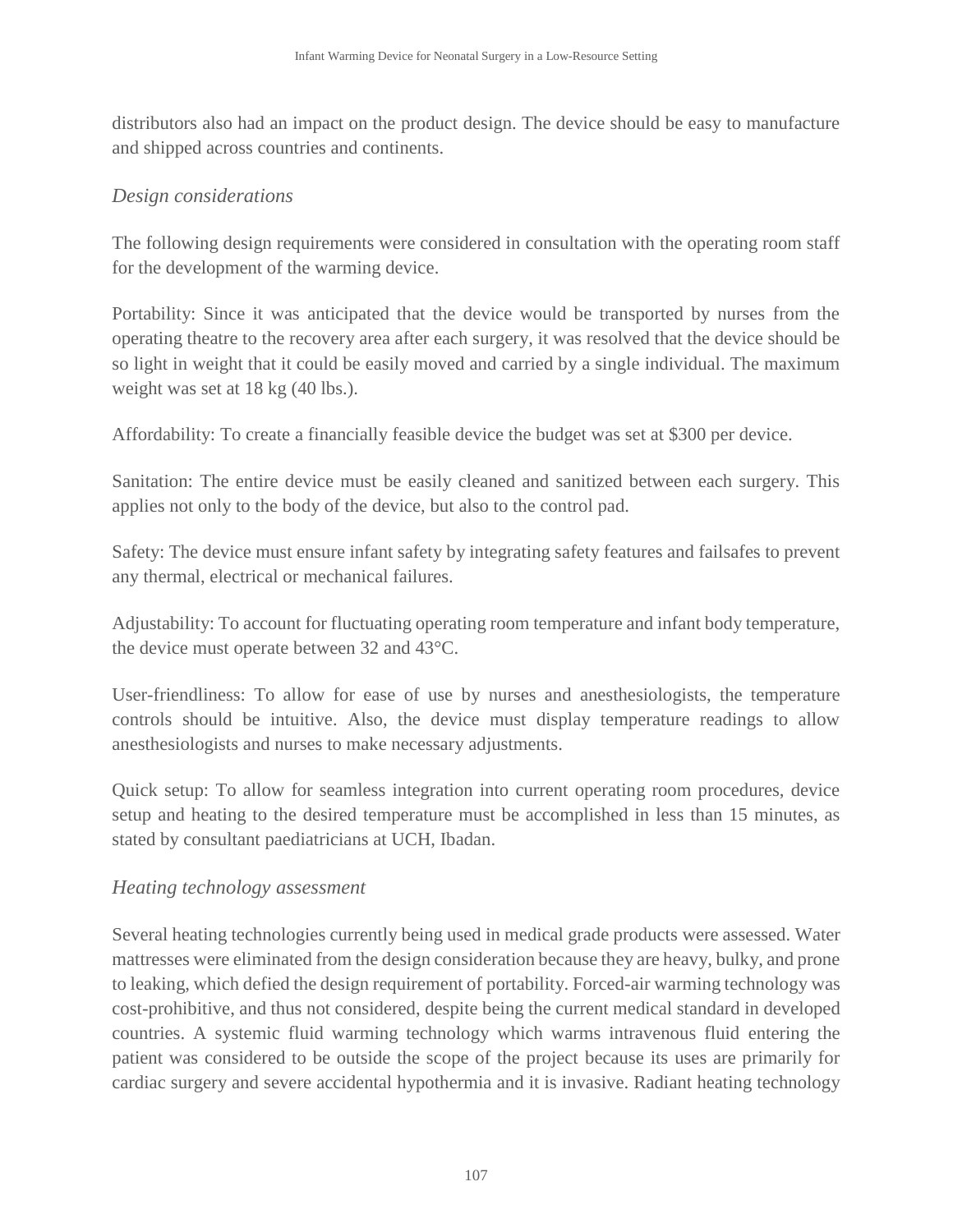distributors also had an impact on the product design. The device should be easy to manufacture and shipped across countries and continents.

### *Design considerations*

The following design requirements were considered in consultation with the operating room staff for the development of the warming device.

Portability: Since it was anticipated that the device would be transported by nurses from the operating theatre to the recovery area after each surgery, it was resolved that the device should be so light in weight that it could be easily moved and carried by a single individual. The maximum weight was set at 18 kg (40 lbs.).

Affordability: To create a financially feasible device the budget was set at $300 per device.

Sanitation: The entire device must be easily cleaned and sanitized between each surgery. This applies not only to the body of the device, but also to the control pad.

Safety: The device must ensure infant safety by integrating safety features and failsafes to prevent any thermal, electrical or mechanical failures.

Adjustability: To account for fluctuating operating room temperature and infant body temperature, the device must operate between 32 and 43°C.

User-friendliness: To allow for ease of use by nurses and anesthesiologists, the temperature controls should be intuitive. Also, the device must display temperature readings to allow anesthesiologists and nurses to make necessary adjustments.

Quick setup: To allow for seamless integration into current operating room procedures, device setup and heating to the desired temperature must be accomplished in less than 15 minutes, as stated by consultant paediatricians at UCH, Ibadan.

### *Heating technology assessment*

Several heating technologies currently being used in medical grade products were assessed. Water mattresses were eliminated from the design consideration because they are heavy, bulky, and prone to leaking, which defied the design requirement of portability. Forced-air warming technology was cost-prohibitive, and thus not considered, despite being the current medical standard in developed countries. A systemic fluid warming technology which warms intravenous fluid entering the patient was considered to be outside the scope of the project because its uses are primarily for cardiac surgery and severe accidental hypothermia and it is invasive. Radiant heating technology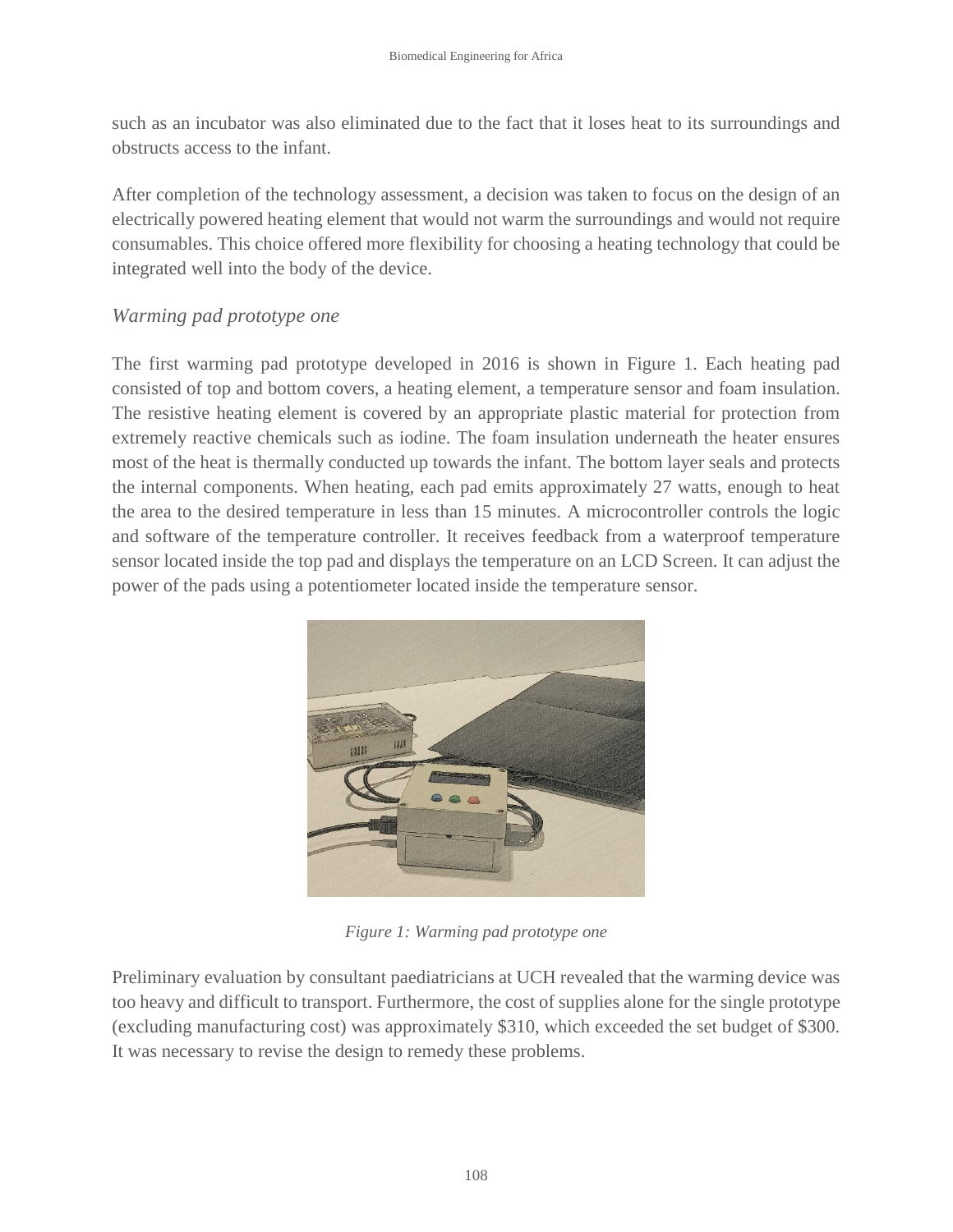such as an incubator was also eliminated due to the fact that it loses heat to its surroundings and obstructs access to the infant.

After completion of the technology assessment, a decision was taken to focus on the design of an electrically powered heating element that would not warm the surroundings and would not require consumables. This choice offered more flexibility for choosing a heating technology that could be integrated well into the body of the device.

### *Warming pad prototype one*

The first warming pad prototype developed in 2016 is shown in Figure 1. Each heating pad consisted of top and bottom covers, a heating element, a temperature sensor and foam insulation. The resistive heating element is covered by an appropriate plastic material for protection from extremely reactive chemicals such as iodine. The foam insulation underneath the heater ensures most of the heat is thermally conducted up towards the infant. The bottom layer seals and protects the internal components. When heating, each pad emits approximately 27 watts, enough to heat the area to the desired temperature in less than 15 minutes. A microcontroller controls the logic and software of the temperature controller. It receives feedback from a waterproof temperature sensor located inside the top pad and displays the temperature on an LCD Screen. It can adjust the power of the pads using a potentiometer located inside the temperature sensor.

*Figure 1: Warming pad prototype one*

Preliminary evaluation by consultant paediatricians at UCH revealed that the warming device was too heavy and difficult to transport. Furthermore, the cost of supplies alone for the single prototype (excluding manufacturing cost) was approximately $310, which exceeded the set budget of $300. It was necessary to revise the design to remedy these problems.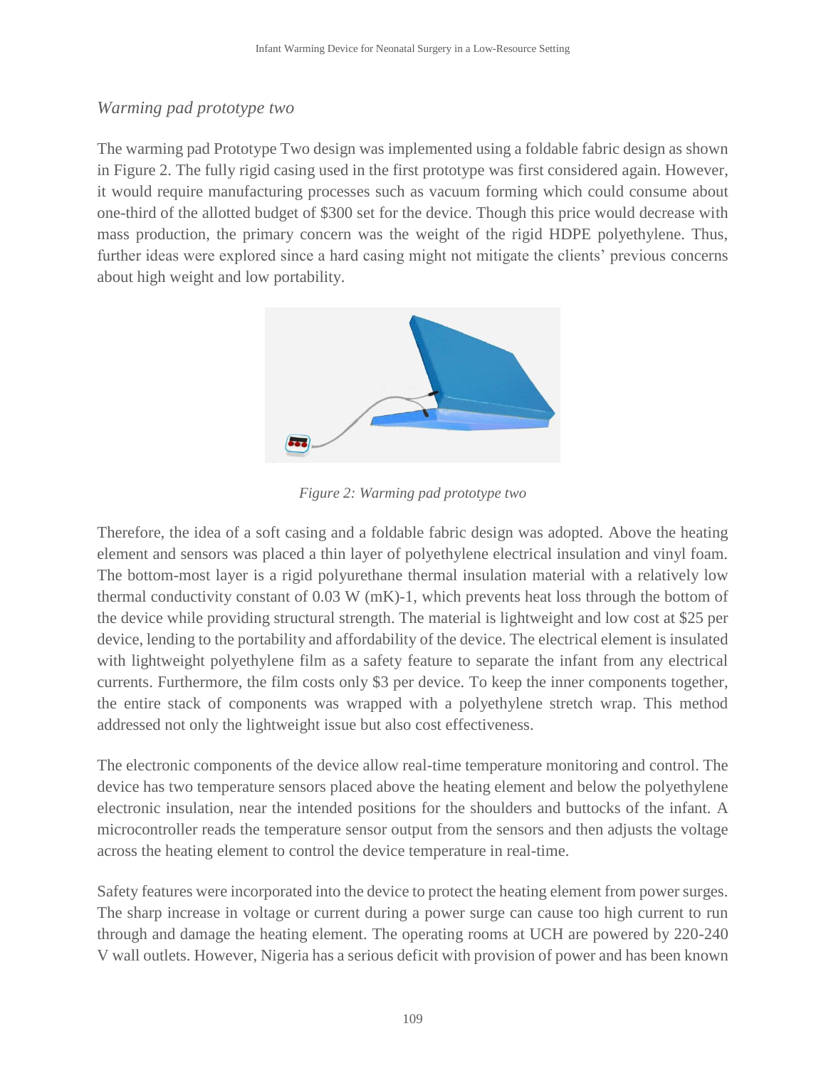*Warming pad prototype two*

The warming pad Prototype Two design was implemented using a foldable fabric design as shown in Figure 2. The fully rigid casing used in the first prototype was first considered again. However, it would require manufacturing processes such as vacuum forming which could consume about one-third of the allotted budget of $300 set for the device. Though this price would decrease with mass production, the primary concern was the weight of the rigid HDPE polyethylene. Thus, further ideas were explored since a hard casing might not mitigate the clients' previous concerns about high weight and low portability.

*Figure 2: Warming pad prototype two*

Therefore, the idea of a soft casing and a foldable fabric design was adopted. Above the heating element and sensors was placed a thin layer of polyethylene electrical insulation and vinyl foam. The bottom-most layer is a rigid polyurethane thermal insulation material with a relatively low thermal conductivity constant of 0.03 W (mK)-1, which prevents heat loss through the bottom of the device while providing structural strength. The material is lightweight and low cost at $25 per device, lending to the portability and affordability of the device. The electrical element is insulated with lightweight polyethylene film as a safety feature to separate the infant from any electrical currents. Furthermore, the film costs only $3 per device. To keep the inner components together, the entire stack of components was wrapped with a polyethylene stretch wrap. This method addressed not only the lightweight issue but also cost effectiveness.

The electronic components of the device allow real-time temperature monitoring and control. The device has two temperature sensors placed above the heating element and below the polyethylene electronic insulation, near the intended positions for the shoulders and buttocks of the infant. A microcontroller reads the temperature sensor output from the sensors and then adjusts the voltage across the heating element to control the device temperature in real-time.

Safety features were incorporated into the device to protect the heating element from power surges. The sharp increase in voltage or current during a power surge can cause too high current to run through and damage the heating element. The operating rooms at UCH are powered by 220-240 V wall outlets. However, Nigeria has a serious deficit with provision of power and has been known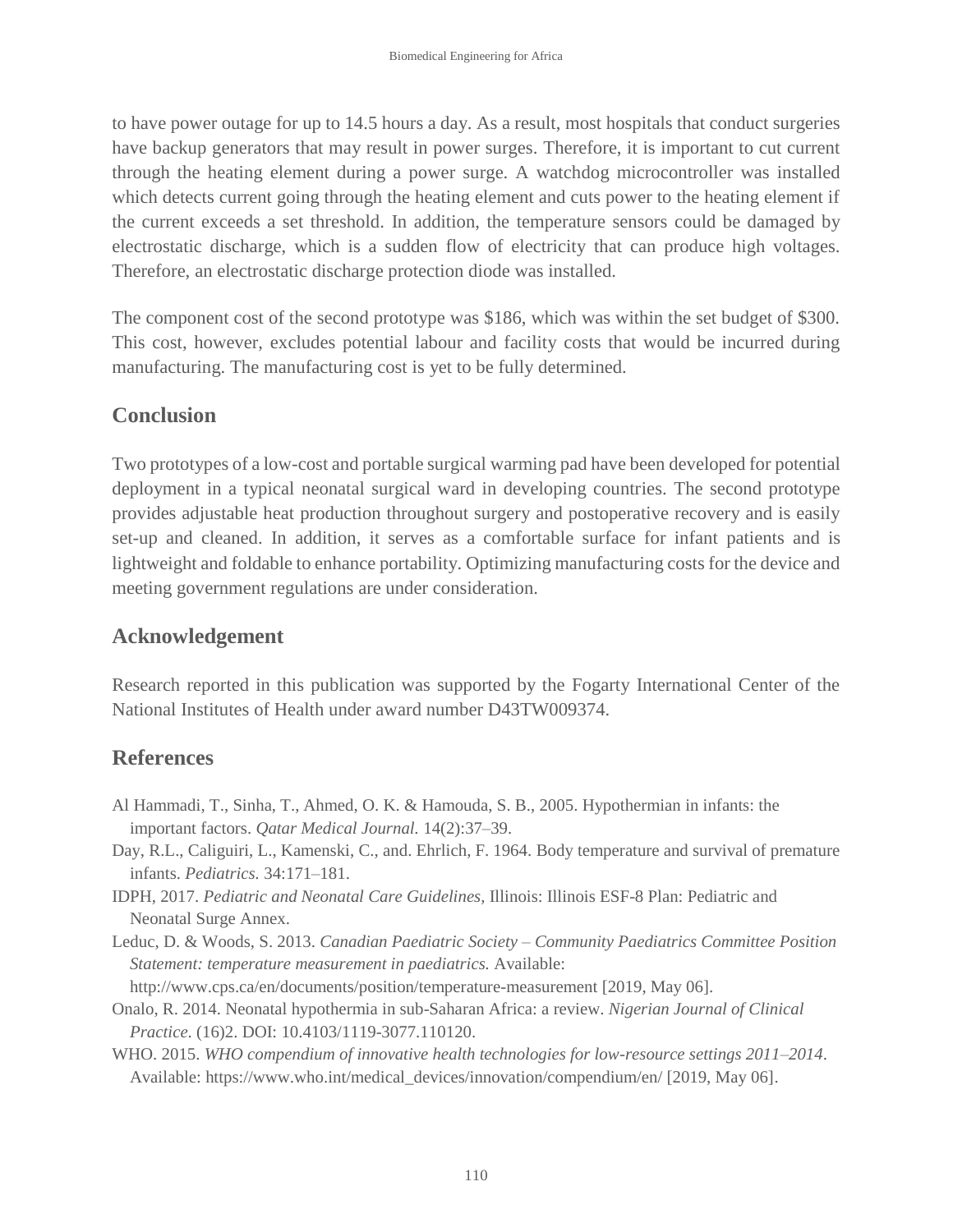to have power outage for up to 14.5 hours a day. As a result, most hospitals that conduct surgeries have backup generators that may result in power surges. Therefore, it is important to cut current through the heating element during a power surge. A watchdog microcontroller was installed which detects current going through the heating element and cuts power to the heating element if the current exceeds a set threshold. In addition, the temperature sensors could be damaged by electrostatic discharge, which is a sudden flow of electricity that can produce high voltages. Therefore, an electrostatic discharge protection diode was installed.

The component cost of the second prototype was $186, which was within the set budget of $300. This cost, however, excludes potential labour and facility costs that would be incurred during manufacturing. The manufacturing cost is yet to be fully determined.

## Conclusion

Two prototypes of a low-cost and portable surgical warming pad have been developed for potential deployment in a typical neonatal surgical ward in developing countries. The second prototype provides adjustable heat production throughout surgery and postoperative recovery and is easily set-up and cleaned. In addition, it serves as a comfortable surface for infant patients and is lightweight and foldable to enhance portability. Optimizing manufacturing costs for the device and meeting government regulations are under consideration.

## Acknowledgement

Research reported in this publication was supported by the Fogarty International Center of the National Institutes of Health under award number D43TW009374.

## References

Al Hammadi, T., Sinha, T., Ahmed, O. K. & Hamouda, S. B., 2005. Hypothermian in infants: the important factors. *Qatar Medical Journal.* 14(2):37–39.

Day, R.L., Caliguiri, L., Kamenski, C., and. Ehrlich, F. 1964. Body temperature and survival of premature infants. *Pediatrics.* 34:171–181.

IDPH, 2017. *Pediatric and Neonatal Care Guidelines*, Illinois: Illinois ESF-8 Plan: Pediatric and Neonatal Surge Annex.

Leduc, D. & Woods, S. 2013. *Canadian Paediatric Society – Community Paediatrics Committee Position Statement: temperature measurement in paediatrics.* Available: http://www.cps.ca/en/documents/position/temperature-measurement [2019, May 06].

Onalo, R. 2014. Neonatal hypothermia in sub-Saharan Africa: a review. *Nigerian Journal of Clinical Practice.* (16)2. DOI: 10.4103/1119-3077.110120.

WHO. 2015. *WHO compendium of innovative health technologies for low-resource settings 2011–2014*. Available: https://www.who.int/medical_devices/innovation/compendium/en/ [2019, May 06].